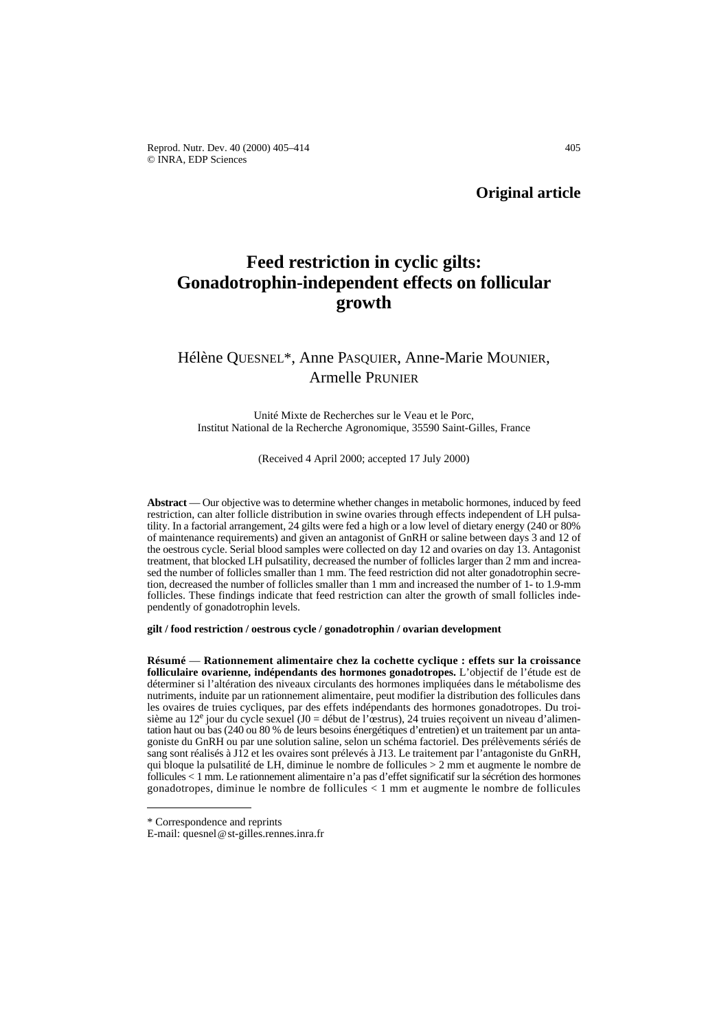**Original article**

# Feed restriction in cyclic gilts: Gonadotrophin-independent effects on follicular growth

Hélène QUESNEL*, Anne PASQUIER, Anne-Marie MOUNIER, Armelle PRUNIER

Unité Mixte de Recherches sur le Veau et le Porc, Institut National de la Recherche Agronomique, 35590 Saint-Gilles, France

(Received 4 April 2000; accepted 17 July 2000)

**Abstract** — Our objective was to determine whether changes in metabolic hormones, induced by feed restriction, can alter follicle distribution in swine ovaries through effects independent of LH pulsatility. In a factorial arrangement, 24 gilts were fed a high or a low level of dietary energy (240 or 80% of maintenance requirements) and given an antagonist of GnRH or saline between days 3 and 12 of the oestrous cycle. Serial blood samples were collected on day 12 and ovaries on day 13. Antagonist treatment, that blocked LH pulsatility, decreased the number of follicles larger than 2 mm and increased the number of follicles smaller than 1 mm. The feed restriction did not alter gonadotrophin secretion, decreased the number of follicles smaller than 1 mm and increased the number of 1- to 1.9-mm follicles. These findings indicate that feed restriction can alter the growth of small follicles independently of gonadotrophin levels.

**gilt / feed restriction / oestrous cycle / gonadotrophin / ovarian development**

**Résumé** — **Rationnement alimentaire chez la cochette cyclique : effets sur la croissance folliculaire ovarienne, indépendants des hormones gonadotropes.** L'objectif de l'étude est de déterminer si l'altération des niveaux circulants des hormones impliquées dans le métabolisme des nutriments, induite par un rationnement alimentaire, peut modifier la distribution des follicules dans les ovaires de truies cycliques, par des effets indépendants des hormones gonadotropes. Du troisième au 12$^{e}$ jour du cycle sexuel (J0 = début de l'œstrus), 24 truies reçoivent un niveau d'alimentation haut ou bas (240 ou 80 % de leurs besoins énergétiques d'entretien) et un traitement par un antagoniste du GnRH ou par une solution saline, selon un schéma factoriel. Des prélèvements sériés de sang sont réalisés à J12 et les ovaires sont prélevés à J13. Le traitement par l'antagoniste du GnRH, qui bloque la pulsatilité de LH, diminue le nombre de follicules > 2 mm et augmente le nombre de follicules < 1 mm. Le rationnement alimentaire n'a pas d'effet significatif sur la sécrétion des hormones gonadotropes, diminue le nombre de follicules < 1 mm et augmente le nombre de follicules

\* Correspondence and reprints
E-mail: quesnel@st-gilles.rennes.inra.fr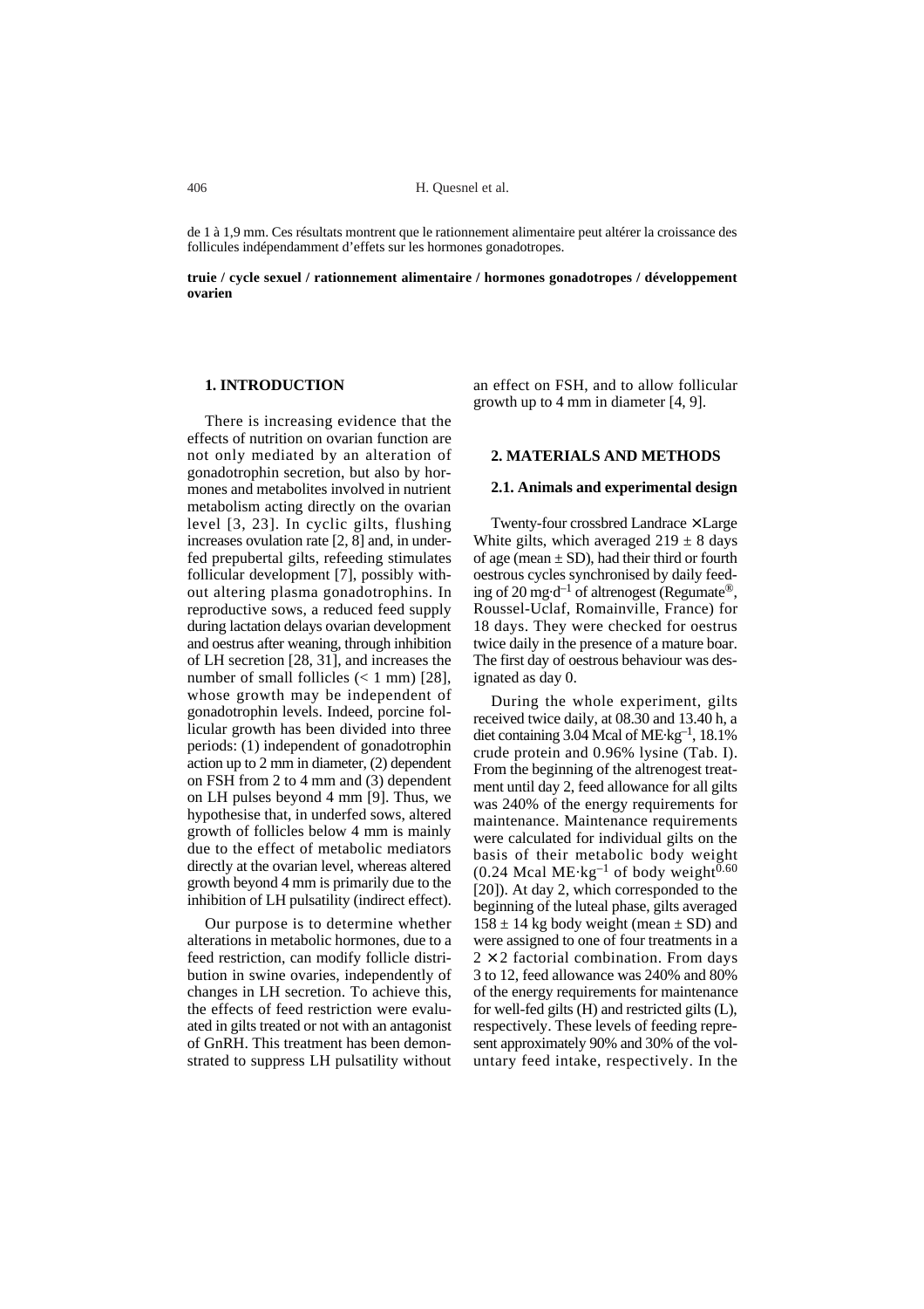de 1 à 1,9 mm. Ces résultats montrent que le rationnement alimentaire peut altérer la croissance des follicules indépendamment d'effets sur les hormones gonadotropes.

**truie / cycle sexuel / rationnement alimentaire / hormones gonadotropes / développement ovarien**

## 1. INTRODUCTION

There is increasing evidence that the effects of nutrition on ovarian function are not only mediated by an alteration of gonadotrophin secretion, but also by hormones and metabolites involved in nutrient metabolism acting directly on the ovarian level [3, 23]. In cyclic gilts, flushing increases ovulation rate [2, 8] and, in underfed prepubertal gilts, refeeding stimulates follicular development [7], possibly without altering plasma gonadotrophins. In reproductive sows, a reduced feed supply during lactation delays ovarian development and oestrus after weaning, through inhibition of LH secretion [28, 31], and increases the number of small follicles (< 1 mm) [28], whose growth may be independent of gonadotrophin levels. Indeed, porcine follicular growth has been divided into three periods: (1) independent of gonadotrophin action up to 2 mm in diameter, (2) dependent on FSH from 2 to 4 mm and (3) dependent on LH pulses beyond 4 mm [9]. Thus, we hypothesise that, in underfed sows, altered growth of follicles below 4 mm is mainly due to the effect of metabolic mediators directly at the ovarian level, whereas altered growth beyond 4 mm is primarily due to the inhibition of LH pulsatility (indirect effect).

Our purpose is to determine whether alterations in metabolic hormones, due to a feed restriction, can modify follicle distribution in swine ovaries, independently of changes in LH secretion. To achieve this, the effects of feed restriction were evaluated in gilts treated or not with an antagonist of GnRH. This treatment has been demonstrated to suppress LH pulsatility without an effect on FSH, and to allow follicular growth up to 4 mm in diameter [4, 9].

## 2. MATERIALS AND METHODS

### 2.1. Animals and experimental design

Twenty-four crossbred Landrace × Large White gilts, which averaged 219 ± 8 days of age (mean ± SD), had their third or fourth oestrous cycles synchronised by daily feeding of 20 $mg \cdot d^{-1}$ of altrenogest (Regumate®, Roussel-Uclaf, Romainville, France) for 18 days. They were checked for oestrus twice daily in the presence of a mature boar. The first day of oestrous behaviour was designated as day 0.

During the whole experiment, gilts received twice daily, at 08.30 and 13.40 h, a diet containing 3.04 Mcal of $ME \cdot kg^{-1}$, 18.1% crude protein and 0.96% lysine (Tab. I). From the beginning of the altrenogest treatment until day 2, feed allowance for all gilts was 240% of the energy requirements for maintenance. Maintenance requirements were calculated for individual gilts on the basis of their metabolic body weight (0.24 Mcal $ME \cdot kg^{-1}$ of body weight$^{0.60}$ [20]). At day 2, which corresponded to the beginning of the luteal phase, gilts averaged 158 ± 14 kg body weight (mean ± SD) and were assigned to one of four treatments in a $2 \times 2$ factorial combination. From days 3 to 12, feed allowance was 240% and 80% of the energy requirements for maintenance for well-fed gilts (H) and restricted gilts (L), respectively. These levels of feeding represent approximately 90% and 30% of the voluntary feed intake, respectively. In the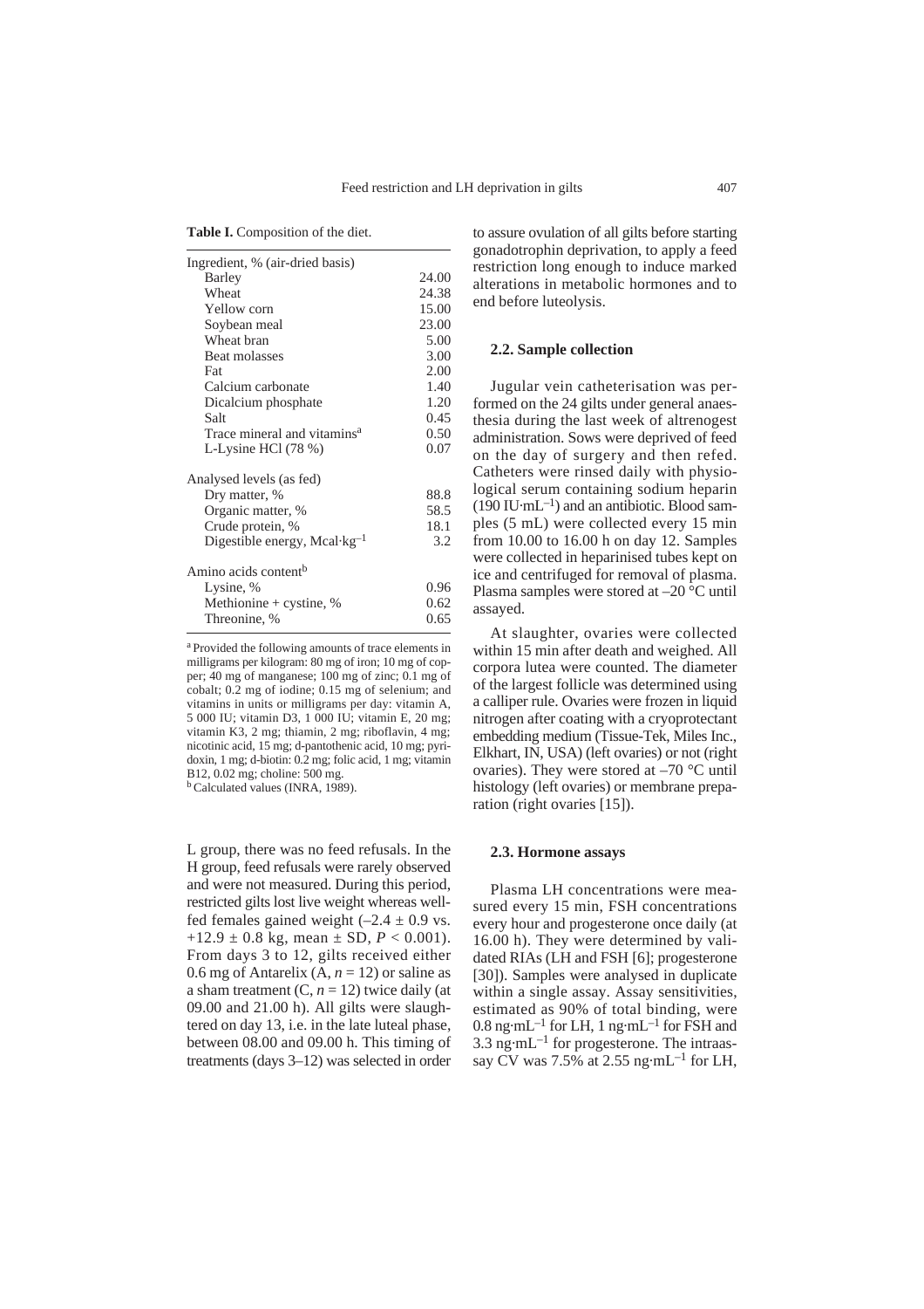**Table I.** Composition of the diet.

| | |
|---|---|
| Ingredient, % (air-dried basis) | |
| Barley | 24.00 |
| Wheat | 24.38 |
| Yellow corn | 15.00 |
| Soybean meal | 23.00 |
| Wheat bran | 5.00 |
| Beat molasses | 3.00 |
| Fat | 2.00 |
| Calcium carbonate | 1.40 |
| Dicalcium phosphate | 1.20 |
| Salt | 0.45 |
| Trace mineral and vitamins[a] | 0.50 |
| L-Lysine HCl (78 %) | 0.07 |
| Analysed levels (as fed) | |
| Dry matter, % | 88.8 |
| Organic matter, % | 58.5 |
| Crude protein, % | 18.1 |
| Digestible energy, Mcal·kg$^{-1}$ | 3.2 |
| Amino acids content[b] | |
| Lysine, % | 0.96 |
| Methionine + cystine, % | 0.62 |
| Threonine, % | 0.65 |

[a] Provided the following amounts of trace elements in milligrams per kilogram: 80 mg of iron; 10 mg of copper; 40 mg of manganese; 100 mg of zinc; 0.1 mg of cobalt; 0.2 mg of iodine; 0.15 mg of selenium; and vitamins in units or milligrams per day: vitamin A, 5 000 IU; vitamin D3, 1 000 IU; vitamin E, 20 mg; vitamin K3, 2 mg; thiamin, 2 mg; riboflavin, 4 mg; nicotinic acid, 15 mg; d-pantothenic acid, 10 mg; pyridoxin, 1 mg; d-biotin: 0.2 mg; folic acid, 1 mg; vitamin B12, 0.02 mg; choline: 500 mg.
[b] Calculated values (INRA, 1989).

L group, there was no feed refusals. In the H group, feed refusals were rarely observed and were not measured. During this period, restricted gilts lost live weight whereas well-fed females gained weight ($-2.4 \pm 0.9$ vs. $+12.9 \pm 0.8$ kg, mean ± SD, $P < 0.001$). From days 3 to 12, gilts received either 0.6 mg of Antarelix (A, $n = 12$) or saline as a sham treatment (C, $n = 12$) twice daily (at 09.00 and 21.00 h). All gilts were slaughtered on day 13, i.e. in the late luteal phase, between 08.00 and 09.00 h. This timing of treatments (days 3–12) was selected in order to assure ovulation of all gilts before starting gonadotrophin deprivation, to apply a feed restriction long enough to induce marked alterations in metabolic hormones and to end before luteolysis.

### 2.2. Sample collection

Jugular vein catheterisation was performed on the 24 gilts under general anaesthesia during the last week of altrenogest administration. Sows were deprived of feed on the day of surgery and then refed. Catheters were rinsed daily with physiological serum containing sodium heparin (190 IU·mL$^{-1}$) and an antibiotic. Blood samples (5 mL) were collected every 15 min from 10.00 to 16.00 h on day 12. Samples were collected in heparinised tubes kept on ice and centrifuged for removal of plasma. Plasma samples were stored at –20 °C until assayed.

At slaughter, ovaries were collected within 15 min after death and weighed. All corpora lutea were counted. The diameter of the largest follicle was determined using a calliper rule. Ovaries were frozen in liquid nitrogen after coating with a cryoprotectant embedding medium (Tissue-Tek, Miles Inc., Elkhart, IN, USA) (left ovaries) or not (right ovaries). They were stored at –70 °C until histology (left ovaries) or membrane preparation (right ovaries [15]).

### 2.3. Hormone assays

Plasma LH concentrations were measured every 15 min, FSH concentrations every hour and progesterone once daily (at 16.00 h). They were determined by validated RIAs (LH and FSH [6]; progesterone [30]). Samples were analysed in duplicate within a single assay. Assay sensitivities, estimated as 90% of total binding, were 0.8 ng·mL$^{-1}$ for LH, 1 ng·mL$^{-1}$ for FSH and 3.3 ng·mL$^{-1}$ for progesterone. The intraassay CV was 7.5% at 2.55 ng·mL$^{-1}$ for LH,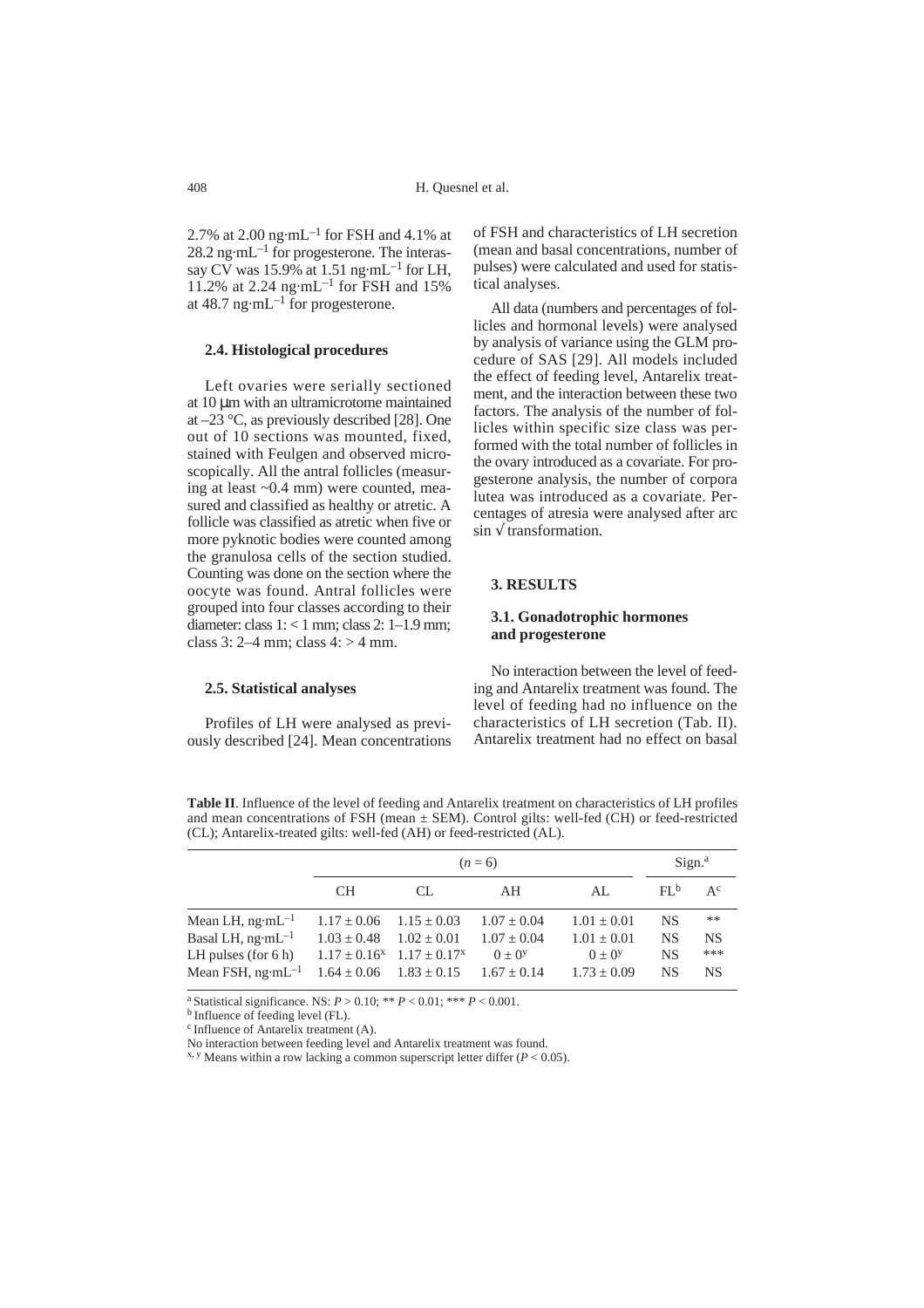2.7% at 2.00 ng·mL$^{-1}$ for FSH and 4.1% at 28.2 ng·mL$^{-1}$ for progesterone. The interassay CV was 15.9% at 1.51 ng·mL$^{-1}$ for LH, 11.2% at 2.24 ng·mL$^{-1}$ for FSH and 15% at 48.7 ng·mL$^{-1}$ for progesterone.

### 2.4. Histological procedures

Left ovaries were serially sectioned at 10 µm with an ultramicrotome maintained at –23 °C, as previously described [28]. One out of 10 sections was mounted, fixed, stained with Feulgen and observed microscopically. All the antral follicles (measuring at least ~0.4 mm) were counted, measured and classified as healthy or atretic. A follicle was classified as atretic when five or more pyknotic bodies were counted among the granulosa cells of the section studied. Counting was done on the section where the oocyte was found. Antral follicles were grouped into four classes according to their diameter: class 1: < 1 mm; class 2: 1–1.9 mm; class 3: 2–4 mm; class 4: > 4 mm.

### 2.5. Statistical analyses

Profiles of LH were analysed as previously described [24]. Mean concentrations of FSH and characteristics of LH secretion (mean and basal concentrations, number of pulses) were calculated and used for statistical analyses.

All data (numbers and percentages of follicles and hormonal levels) were analysed by analysis of variance using the GLM procedure of SAS [29]. All models included the effect of feeding level, Antarelix treatment, and the interaction between these two factors. The analysis of the number of follicles within specific size class was performed with the total number of follicles in the ovary introduced as a covariate. For progesterone analysis, the number of corpora lutea was introduced as a covariate. Percentages of atresia were analysed after arc sin √ transformation.

## 3. RESULTS

### 3.1. Gonadotrophic hormones and progesterone

No interaction between the level of feeding and Antarelix treatment was found. The level of feeding had no influence on the characteristics of LH secretion (Tab. II). Antarelix treatment had no effect on basal

**Table II**. Influence of the level of feeding and Antarelix treatment on characteristics of LH profiles and mean concentrations of FSH (mean ± SEM). Control gilts: well-fed (CH) or feed-restricted (CL); Antarelix-treated gilts: well-fed (AH) or feed-restricted (AL).

| | ($n$ = 6) | | | | Sign.[a] | |
|---|---|---|---|---|---|---|
| | CH | CL | AH | AL | FL[b] | A[c] |
| Mean LH, ng·mL$^{-1}$ | 1.17 ± 0.06 | 1.15 ± 0.03 | 1.07 ± 0.04 | 1.01 ± 0.01 | NS | ** |
| Basal LH, ng·mL$^{-1}$ | 1.03 ± 0.48 | 1.02 ± 0.01 | 1.07 ± 0.04 | 1.01 ± 0.01 | NS | NS |
| LH pulses (for 6 h) | 1.17 ± 0.16[x] | 1.17 ± 0.17[x] | 0 ± 0[y] | 0 ± 0[y] | NS | *** |
| Mean FSH, ng·mL$^{-1}$ | 1.64 ± 0.06 | 1.83 ± 0.15 | 1.67 ± 0.14 | 1.73 ± 0.09 | NS | NS |

[a] Statistical significance. NS: $P > 0.10$; ** $P < 0.01$; *** $P < 0.001$.
[b] Influence of feeding level (FL).
[c] Influence of Antarelix treatment (A).
No interaction between feeding level and Antarelix treatment was found.
[x, y] Means within a row lacking a common superscript letter differ ($P < 0.05$).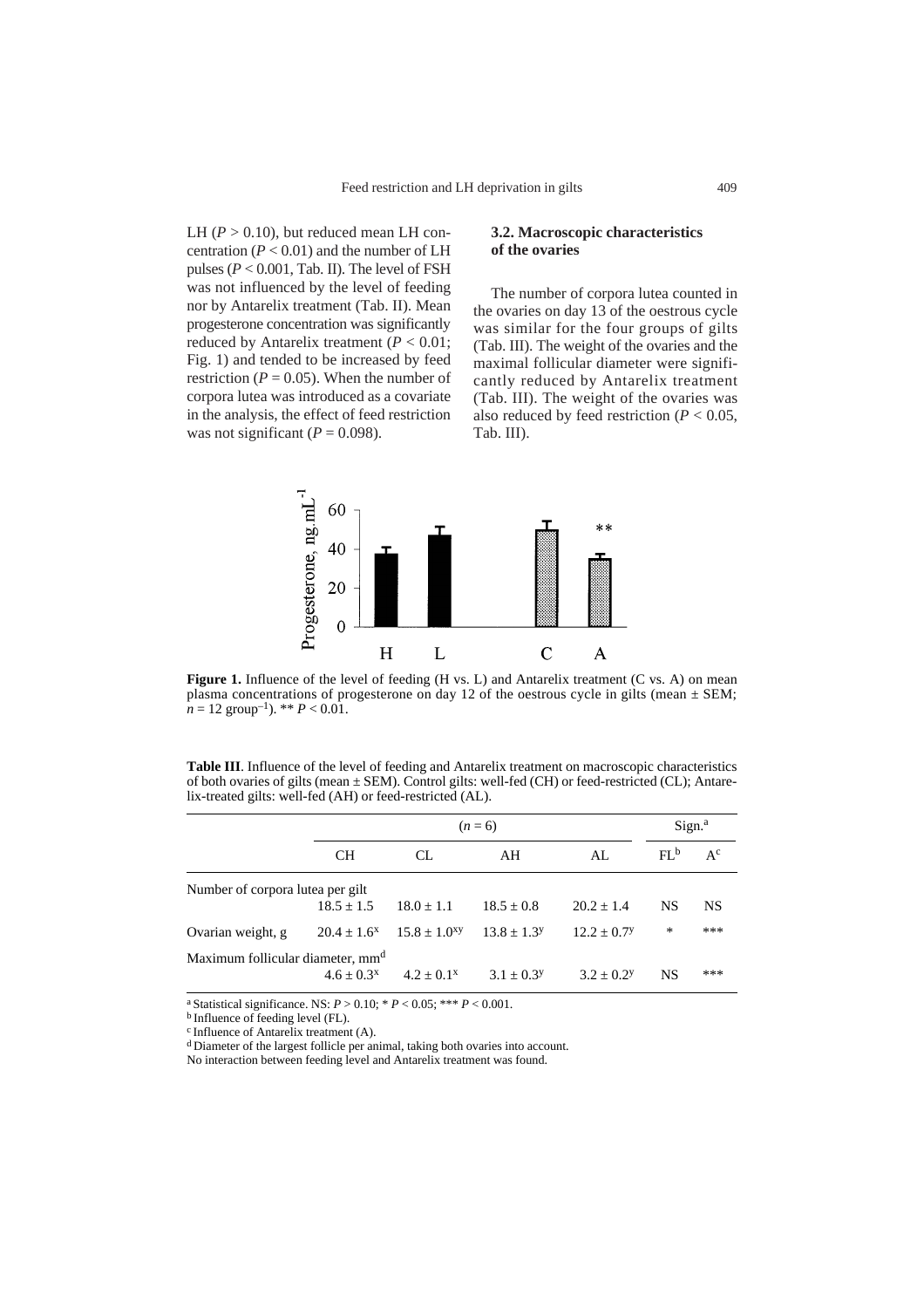LH ($P > 0.10$), but reduced mean LH concentration ($P < 0.01$) and the number of LH pulses ($P < 0.001$, Tab. II). The level of FSH was not influenced by the level of feeding nor by Antarelix treatment (Tab. II). Mean progesterone concentration was significantly reduced by Antarelix treatment ($P < 0.01$; Fig. 1) and tended to be increased by feed restriction ($P = 0.05$). When the number of corpora lutea was introduced as a covariate in the analysis, the effect of feed restriction was not significant ($P = 0.098$).

### 3.2. Macroscopic characteristics of the ovaries

The number of corpora lutea counted in the ovaries on day 13 of the oestrous cycle was similar for the four groups of gilts (Tab. III). The weight of the ovaries and the maximal follicular diameter were significantly reduced by Antarelix treatment (Tab. III). The weight of the ovaries was also reduced by feed restriction ($P < 0.05$, Tab. III).

**Figure 1.** Influence of the level of feeding (H vs. L) and Antarelix treatment (C vs. A) on mean plasma concentrations of progesterone on day 12 of the oestrous cycle in gilts (mean ± SEM; $n = 12$ group$^{-1}$). ** $P < 0.01$.

**Table III**. Influence of the level of feeding and Antarelix treatment on macroscopic characteristics of both ovaries of gilts (mean ± SEM). Control gilts: well-fed (CH) or feed-restricted (CL); Antarelix-treated gilts: well-fed (AH) or feed-restricted (AL).

| | ($n = 6$) | | | | Sign.[a] | |
|---|---|---|---|---|---|---|
| | CH | CL | AH | AL | FL[b] | A[c] |
| Number of corpora lutea per gilt | 18.5 ± 1.5 | 18.0 ± 1.1 | 18.5 ± 0.8 | 20.2 ± 1.4 | NS | NS |
| Ovarian weight, g | $20.4 \pm 1.6^{x}$ | $15.8 \pm 1.0^{xy}$ | $13.8 \pm 1.3^{y}$ | $12.2 \pm 0.7^{y}$ | * | *** |
| Maximum follicular diameter, mm[d] | $4.6 \pm 0.3^{x}$ | $4.2 \pm 0.1^{x}$ | $3.1 \pm 0.3^{y}$ | $3.2 \pm 0.2^{y}$ | NS | *** |

[a] Statistical significance. NS: $P > 0.10$; * $P < 0.05$; *** $P < 0.001$.
[b] Influence of feeding level (FL).
[c] Influence of Antarelix treatment (A).
[d] Diameter of the largest follicle per animal, taking both ovaries into account.
No interaction between feeding level and Antarelix treatment was found.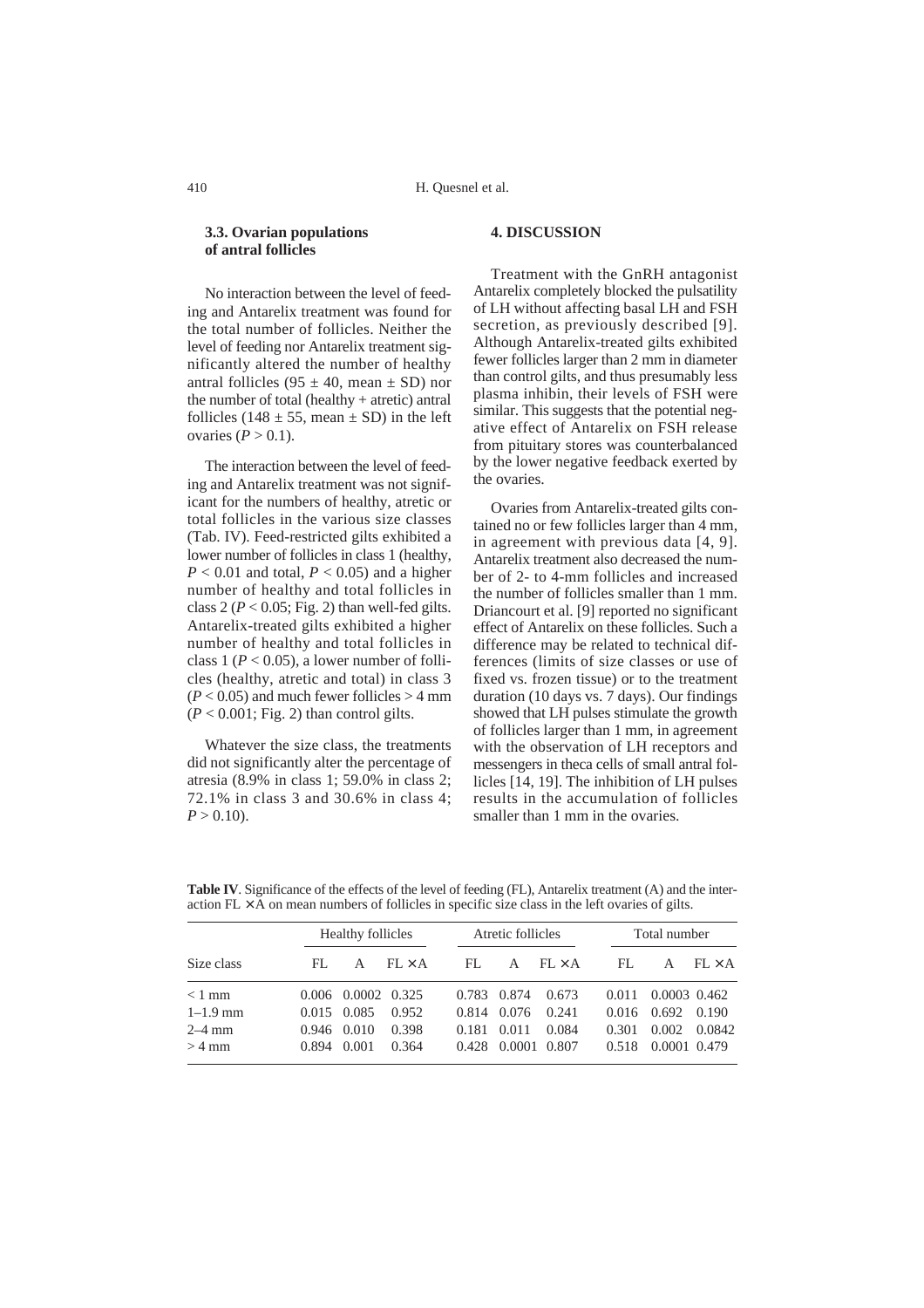### 3.3. Ovarian populations of antral follicles

No interaction between the level of feeding and Antarelix treatment was found for the total number of follicles. Neither the level of feeding nor Antarelix treatment significantly altered the number of healthy antral follicles (95 ± 40, mean ± SD) nor the number of total (healthy + atretic) antral follicles (148 ± 55, mean ± SD) in the left ovaries ($P > 0.1$).

The interaction between the level of feeding and Antarelix treatment was not significant for the numbers of healthy, atretic or total follicles in the various size classes (Tab. IV). Feed-restricted gilts exhibited a lower number of follicles in class 1 (healthy, $P < 0.01$ and total, $P < 0.05$) and a higher number of healthy and total follicles in class 2 ($P < 0.05$; Fig. 2) than well-fed gilts. Antarelix-treated gilts exhibited a higher number of healthy and total follicles in class 1 ($P < 0.05$), a lower number of follicles (healthy, atretic and total) in class 3 ($P < 0.05$) and much fewer follicles > 4 mm ($P < 0.001$; Fig. 2) than control gilts.

Whatever the size class, the treatments did not significantly alter the percentage of atresia (8.9% in class 1; 59.0% in class 2; 72.1% in class 3 and 30.6% in class 4; $P > 0.10$).

## 4. DISCUSSION

Treatment with the GnRH antagonist Antarelix completely blocked the pulsatility of LH without affecting basal LH and FSH secretion, as previously described [9]. Although Antarelix-treated gilts exhibited fewer follicles larger than 2 mm in diameter than control gilts, and thus presumably less plasma inhibin, their levels of FSH were similar. This suggests that the potential negative effect of Antarelix on FSH release from pituitary stores was counterbalanced by the lower negative feedback exerted by the ovaries.

Ovaries from Antarelix-treated gilts contained no or few follicles larger than 4 mm, in agreement with previous data [4, 9]. Antarelix treatment also decreased the number of 2- to 4-mm follicles and increased the number of follicles smaller than 1 mm. Driancourt et al. [9] reported no significant effect of Antarelix on these follicles. Such a difference may be related to technical differences (limits of size classes or use of fixed vs. frozen tissue) or to the treatment duration (10 days vs. 7 days). Our findings showed that LH pulses stimulate the growth of follicles larger than 1 mm, in agreement with the observation of LH receptors and messengers in theca cells of small antral follicles [14, 19]. The inhibition of LH pulses results in the accumulation of follicles smaller than 1 mm in the ovaries.

**Table IV**. Significance of the effects of the level of feeding (FL), Antarelix treatment (A) and the interaction FL × A on mean numbers of follicles in specific size class in the left ovaries of gilts.

| Size class | Healthy follicles | | | Atretic follicles | | | Total number | | |
|---|---|---|---|---|---|---|---|---|---|
| | FL | A | FL × A | FL | A | FL × A | FL | A | FL × A |
| < 1 mm | 0.006 | 0.0002 | 0.325 | 0.783 | 0.874 | 0.673 | 0.011 | 0.0003 | 0.462 |
| 1–1.9 mm | 0.015 | 0.085 | 0.952 | 0.814 | 0.076 | 0.241 | 0.016 | 0.692 | 0.190 |
| 2–4 mm | 0.946 | 0.010 | 0.398 | 0.181 | 0.011 | 0.084 | 0.301 | 0.002 | 0.0842 |
| > 4 mm | 0.894 | 0.001 | 0.364 | 0.428 | 0.0001 | 0.807 | 0.518 | 0.0001 | 0.479 |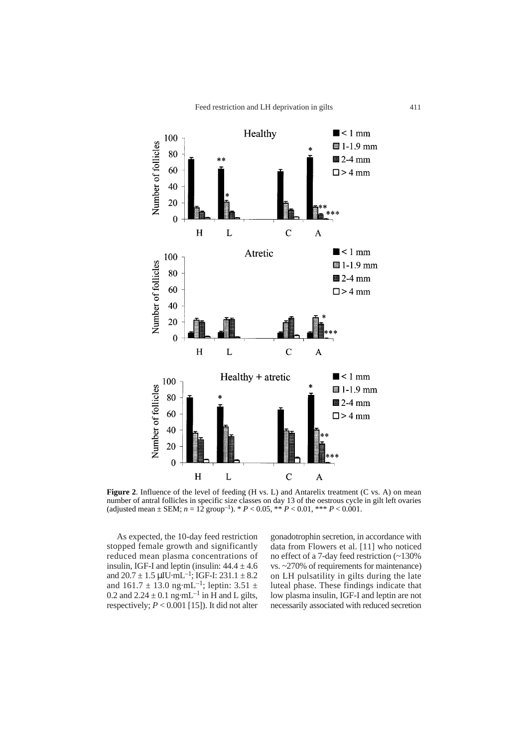**Figure 2**. Influence of the level of feeding (H vs. L) and Antarelix treatment (C vs. A) on mean number of antral follicles in specific size classes on day 13 of the oestrous cycle in gilt left ovaries (adjusted mean ± SEM; $n = 12$ group$^{-1}$). * $P < 0.05$, ** $P < 0.01$, *** $P < 0.001$.

As expected, the 10-day feed restriction stopped female growth and significantly reduced mean plasma concentrations of insulin, IGF-I and leptin (insulin: 44.4 ± 4.6 and 20.7 ± 1.5 μIU·mL$^{-1}$; IGF-I: 231.1 ± 8.2 and 161.7 ± 13.0 ng·mL$^{-1}$; leptin: 3.51 ± 0.2 and 2.24 ± 0.1 ng·mL$^{-1}$ in H and L gilts, respectively; $P < 0.001$ [15]). It did not alter gonadotrophin secretion, in accordance with data from Flowers et al. [11] who noticed no effect of a 7-day feed restriction (~130% vs. ~270% of requirements for maintenance) on LH pulsatility in gilts during the late luteal phase. These findings indicate that low plasma insulin, IGF-I and leptin are not necessarily associated with reduced secretion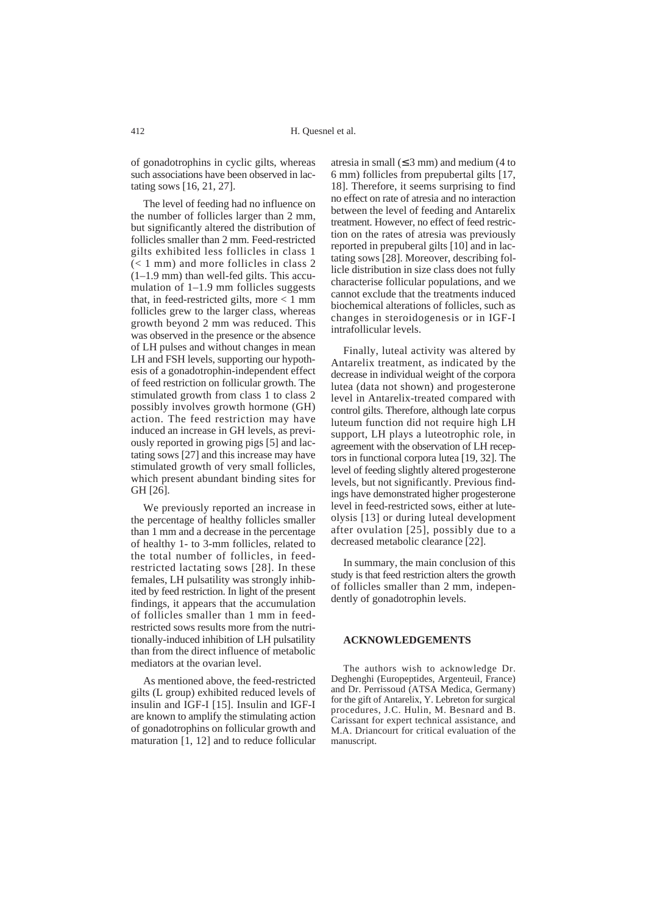of gonadotrophins in cyclic gilts, whereas such associations have been observed in lactating sows [16, 21, 27].

The level of feeding had no influence on the number of follicles larger than 2 mm, but significantly altered the distribution of follicles smaller than 2 mm. Feed-restricted gilts exhibited less follicles in class 1 (< 1 mm) and more follicles in class 2 (1–1.9 mm) than well-fed gilts. This accumulation of 1–1.9 mm follicles suggests that, in feed-restricted gilts, more < 1 mm follicles grew to the larger class, whereas growth beyond 2 mm was reduced. This was observed in the presence or the absence of LH pulses and without changes in mean LH and FSH levels, supporting our hypothesis of a gonadotrophin-independent effect of feed restriction on follicular growth. The stimulated growth from class 1 to class 2 possibly involves growth hormone (GH) action. The feed restriction may have induced an increase in GH levels, as previously reported in growing pigs [5] and lactating sows [27] and this increase may have stimulated growth of very small follicles, which present abundant binding sites for GH [26].

We previously reported an increase in the percentage of healthy follicles smaller than 1 mm and a decrease in the percentage of healthy 1- to 3-mm follicles, related to the total number of follicles, in feed-restricted lactating sows [28]. In these females, LH pulsatility was strongly inhibited by feed restriction. In light of the present findings, it appears that the accumulation of follicles smaller than 1 mm in feed-restricted sows results more from the nutritionally-induced inhibition of LH pulsatility than from the direct influence of metabolic mediators at the ovarian level.

As mentioned above, the feed-restricted gilts (L group) exhibited reduced levels of insulin and IGF-I [15]. Insulin and IGF-I are known to amplify the stimulating action of gonadotrophins on follicular growth and maturation [1, 12] and to reduce follicular atresia in small (≤ 3 mm) and medium (4 to 6 mm) follicles from prepubertal gilts [17, 18]. Therefore, it seems surprising to find no effect on rate of atresia and no interaction between the level of feeding and Antarelix treatment. However, no effect of feed restriction on the rates of atresia was previously reported in prepuberal gilts [10] and in lactating sows [28]. Moreover, describing follicle distribution in size class does not fully characterise follicular populations, and we cannot exclude that the treatments induced biochemical alterations of follicles, such as changes in steroidogenesis or in IGF-I intrafollicular levels.

Finally, luteal activity was altered by Antarelix treatment, as indicated by the decrease in individual weight of the corpora lutea (data not shown) and progesterone level in Antarelix-treated compared with control gilts. Therefore, although late corpus luteum function did not require high LH support, LH plays a luteotrophic role, in agreement with the observation of LH receptors in functional corpora lutea [19, 32]. The level of feeding slightly altered progesterone levels, but not significantly. Previous findings have demonstrated higher progesterone level in feed-restricted sows, either at luteolysis [13] or during luteal development after ovulation [25], possibly due to a decreased metabolic clearance [22].

In summary, the main conclusion of this study is that feed restriction alters the growth of follicles smaller than 2 mm, independently of gonadotrophin levels.

## ACKNOWLEDGEMENTS

The authors wish to acknowledge Dr. Deghenghi (Europeptides, Argenteuil, France) and Dr. Perrissoud (ATSA Medica, Germany) for the gift of Antarelix, Y. Lebreton for surgical procedures, J.C. Hulin, M. Besnard and B. Carissant for expert technical assistance, and M.A. Driancourt for critical evaluation of the manuscript.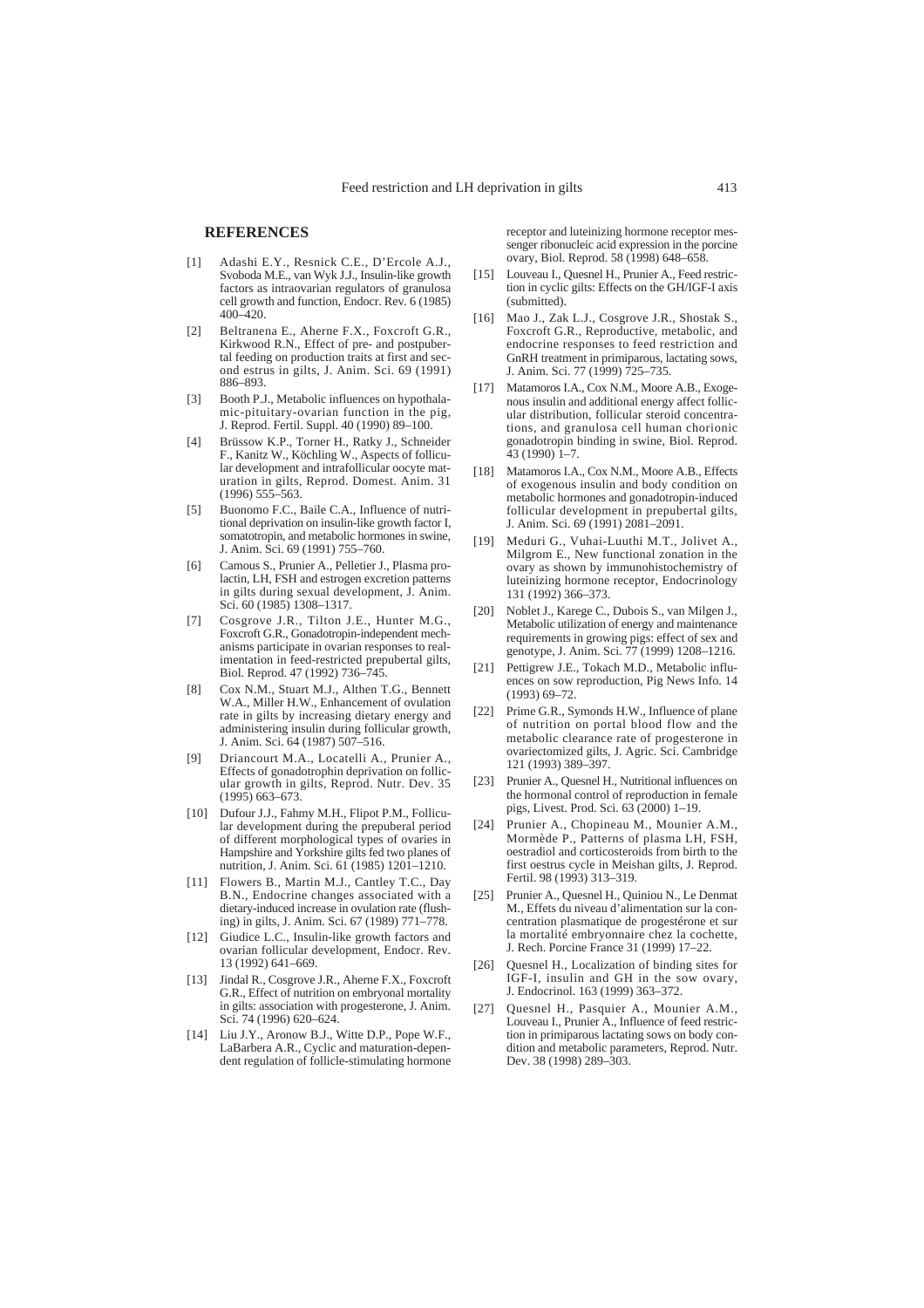## REFERENCES

[1] Adashi E.Y., Resnick C.E., D'Ercole A.J., Svoboda M.E., van Wyk J.J., Insulin-like growth factors as intraovarian regulators of granulosa cell growth and function, Endocr. Rev. 6 (1985) 400–420.

[2] Beltranena E., Aherne F.X., Foxcroft G.R., Kirkwood R.N., Effect of pre- and postpubertal feeding on production traits at first and second estrus in gilts, J. Anim. Sci. 69 (1991) 886–893.

[3] Booth P.J., Metabolic influences on hypothalamic-pituitary-ovarian function in the pig, J. Reprod. Fertil. Suppl. 40 (1990) 89–100.

[4] Brüssow K.P., Torner H., Ratky J., Schneider F., Kanitz W., Köchling W., Aspects of follicular development and intrafollicular oocyte maturation in gilts, Reprod. Domest. Anim. 31 (1996) 555–563.

[5] Buonomo F.C., Baile C.A., Influence of nutritional deprivation on insulin-like growth factor I, somatotropin, and metabolic hormones in swine, J. Anim. Sci. 69 (1991) 755–760.

[6] Camous S., Prunier A., Pelletier J., Plasma prolactin, LH, FSH and estrogen excretion patterns in gilts during sexual development, J. Anim. Sci. 60 (1985) 1308–1317.

[7] Cosgrove J.R., Tilton J.E., Hunter M.G., Foxcroft G.R., Gonadotropin-independent mechanisms participate in ovarian responses to realimentation in feed-restricted prepubertal gilts, Biol. Reprod. 47 (1992) 736–745.

[8] Cox N.M., Stuart M.J., Althen T.G., Bennett W.A., Miller H.W., Enhancement of ovulation rate in gilts by increasing dietary energy and administering insulin during follicular growth, J. Anim. Sci. 64 (1987) 507–516.

[9] Driancourt M.A., Locatelli A., Prunier A., Effects of gonadotrophin deprivation on follicular growth in gilts, Reprod. Nutr. Dev. 35 (1995) 663–673.

[10] Dufour J.J., Fahmy M.H., Flipot P.M., Follicular development during the prepuberal period of different morphological types of ovaries in Hampshire and Yorkshire gilts fed two planes of nutrition, J. Anim. Sci. 61 (1985) 1201–1210.

[11] Flowers B., Martin M.J., Cantley T.C., Day B.N., Endocrine changes associated with a dietary-induced increase in ovulation rate (flushing) in gilts, J. Anim. Sci. 67 (1989) 771–778.

[12] Giudice L.C., Insulin-like growth factors and ovarian follicular development, Endocr. Rev. 13 (1992) 641–669.

[13] Jindal R., Cosgrove J.R., Aherne F.X., Foxcroft G.R., Effect of nutrition on embryonal mortality in gilts: association with progesterone, J. Anim. Sci. 74 (1996) 620–624.

[14] Liu J.Y., Aronow B.J., Witte D.P., Pope W.F., LaBarbera A.R., Cyclic and maturation-dependent regulation of follicle-stimulating hormone receptor and luteinizing hormone receptor messenger ribonucleic acid expression in the porcine ovary, Biol. Reprod. 58 (1998) 648–658.

[15] Louveau I., Quesnel H., Prunier A., Feed restriction in cyclic gilts: Effects on the GH/IGF-I axis (submitted).

[16] Mao J., Zak L.J., Cosgrove J.R., Shostak S., Foxcroft G.R., Reproductive, metabolic, and endocrine responses to feed restriction and GnRH treatment in primiparous, lactating sows, J. Anim. Sci. 77 (1999) 725–735.

[17] Matamoros I.A., Cox N.M., Moore A.B., Exogenous insulin and additional energy affect follicular distribution, follicular steroid concentrations, and granulosa cell human chorionic gonadotropin binding in swine, Biol. Reprod. 43 (1990) 1–7.

[18] Matamoros I.A., Cox N.M., Moore A.B., Effects of exogenous insulin and body condition on metabolic hormones and gonadotropin-induced follicular development in prepubertal gilts, J. Anim. Sci. 69 (1991) 2081–2091.

[19] Meduri G., Vuhai-Luuthi M.T., Jolivet A., Milgrom E., New functional zonation in the ovary as shown by immunohistochemistry of luteinizing hormone receptor, Endocrinology 131 (1992) 366–373.

[20] Noblet J., Karege C., Dubois S., van Milgen J., Metabolic utilization of energy and maintenance requirements in growing pigs: effect of sex and genotype, J. Anim. Sci. 77 (1999) 1208–1216.

[21] Pettigrew J.E., Tokach M.D., Metabolic influences on sow reproduction, Pig News Info. 14 (1993) 69–72.

[22] Prime G.R., Symonds H.W., Influence of plane of nutrition on portal blood flow and the metabolic clearance rate of progesterone in ovariectomized gilts, J. Agric. Sci. Cambridge 121 (1993) 389–397.

[23] Prunier A., Quesnel H., Nutritional influences on the hormonal control of reproduction in female pigs, Livest. Prod. Sci. 63 (2000) 1–19.

[24] Prunier A., Chopineau M., Mounier A.M., Mormède P., Patterns of plasma LH, FSH, oestradiol and corticosteroids from birth to the first oestrus cycle in Meishan gilts, J. Reprod. Fertil. 98 (1993) 313–319.

[25] Prunier A., Quesnel H., Quiniou N., Le Denmat M., Effets du niveau d'alimentation sur la concentration plasmatique de progestérone et sur la mortalité embryonnaire chez la cochette, J. Rech. Porcine France 31 (1999) 17–22.

[26] Quesnel H., Localization of binding sites for IGF-I, insulin and GH in the sow ovary, J. Endocrinol. 163 (1999) 363–372.

[27] Quesnel H., Pasquier A., Mounier A.M., Louveau I., Prunier A., Influence of feed restriction in primiparous lactating sows on body condition and metabolic parameters, Reprod. Nutr. Dev. 38 (1998) 289–303.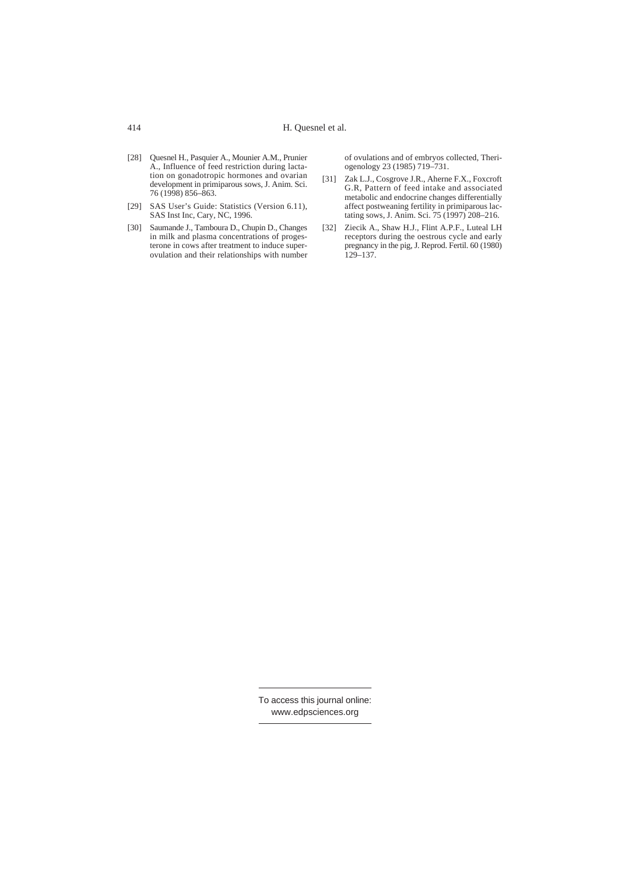[28] Quesnel H., Pasquier A., Mounier A.M., Prunier A., Influence of feed restriction during lactation on gonadotropic hormones and ovarian development in primiparous sows, J. Anim. Sci. 76 (1998) 856–863.

[29] SAS User's Guide: Statistics (Version 6.11), SAS Inst Inc, Cary, NC, 1996.

[30] Saumande J., Tamboura D., Chupin D., Changes in milk and plasma concentrations of progesterone in cows after treatment to induce superovulation and their relationships with number of ovulations and of embryos collected, Theriogenology 23 (1985) 719–731.

[31] Zak L.J., Cosgrove J.R., Aherne F.X., Foxcroft G.R, Pattern of feed intake and associated metabolic and endocrine changes differentially affect postweaning fertility in primiparous lactating sows, J. Anim. Sci. 75 (1997) 208–216.

[32] Ziecik A., Shaw H.J., Flint A.P.F., Luteal LH receptors during the oestrous cycle and early pregnancy in the pig, J. Reprod. Fertil. 60 (1980) 129–137.

To access this journal online:
www.edpsciences.org